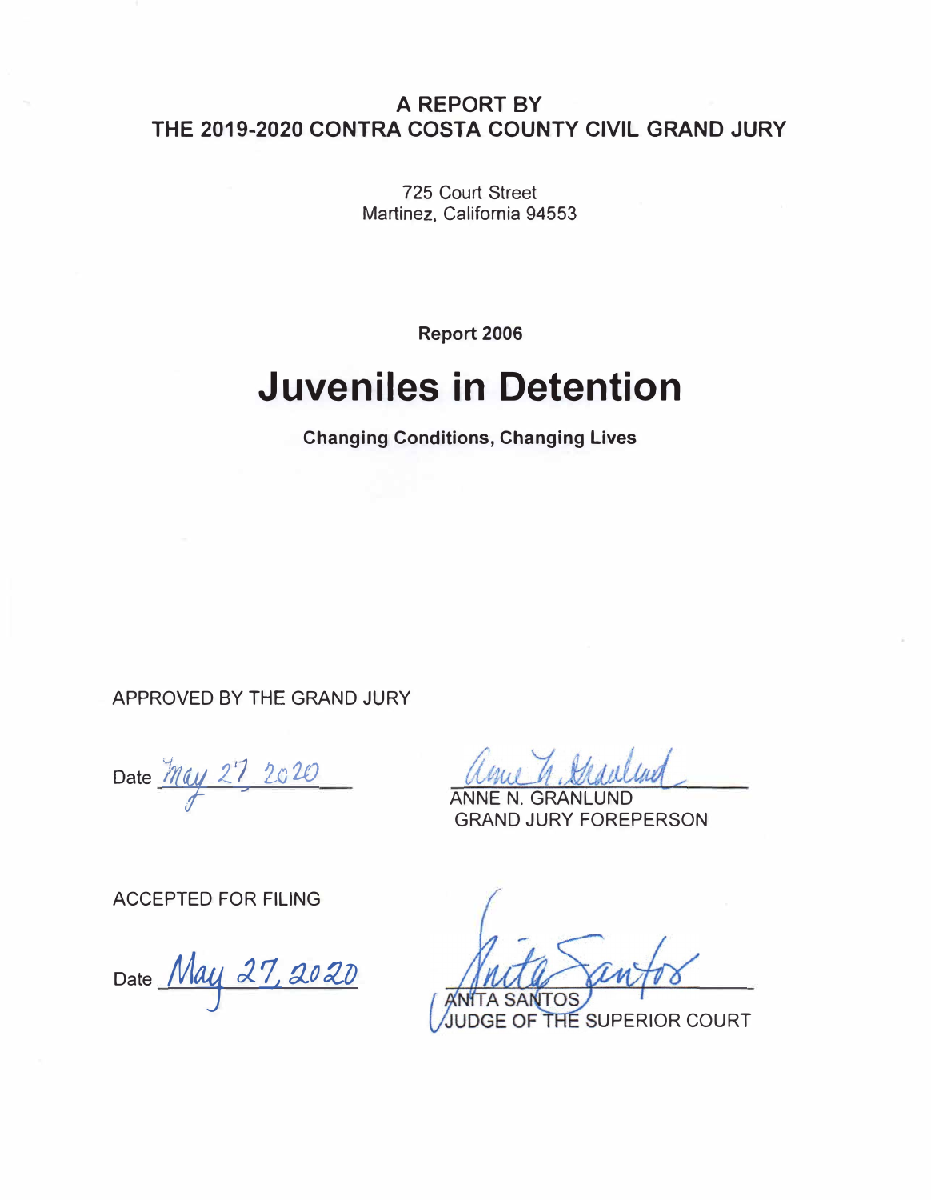**A REPORT BY**
**THE 2019-2020 CONTRA COSTA COUNTY CIVIL GRAND JURY**

725 Court Street
Martinez, California 94553

**Report 2006**

# Juveniles in Detention

**Changing Conditions, Changing Lives**

APPROVED BY THE GRAND JURY

Date May 27, 2020

ANNE N. GRANLUND
GRAND JURY FOREPERSON

ACCEPTED FOR FILING

Date May 27, 2020

ANITA SANTOS
JUDGE OF THE SUPERIOR COURT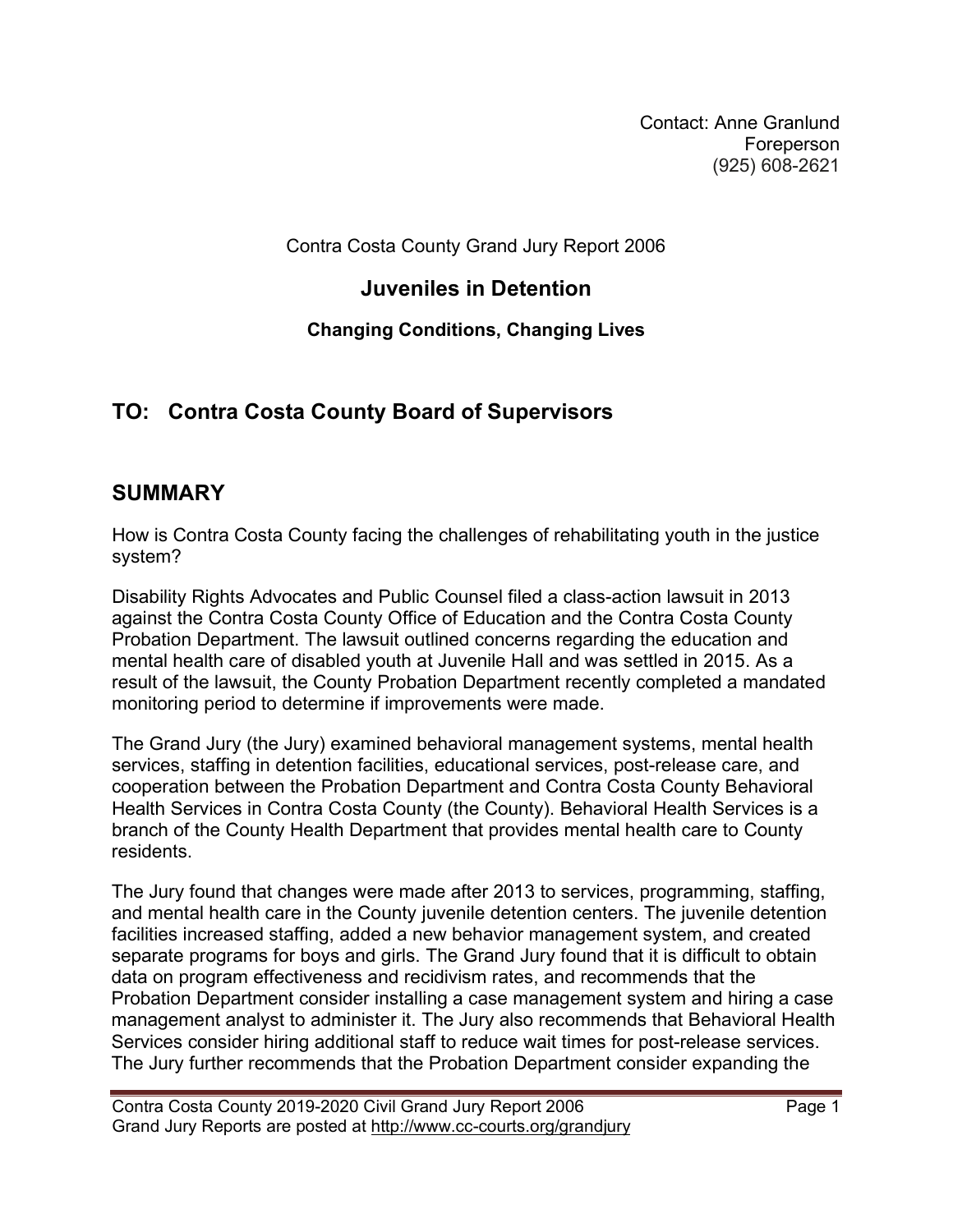Contact: Anne Granlund
Foreperson
(925) 608-2621

Contra Costa County Grand Jury Report 2006

# Juveniles in Detention

### Changing Conditions, Changing Lives

## TO: Contra Costa County Board of Supervisors

## SUMMARY

How is Contra Costa County facing the challenges of rehabilitating youth in the justice system?

Disability Rights Advocates and Public Counsel filed a class-action lawsuit in 2013 against the Contra Costa County Office of Education and the Contra Costa County Probation Department. The lawsuit outlined concerns regarding the education and mental health care of disabled youth at Juvenile Hall and was settled in 2015. As a result of the lawsuit, the County Probation Department recently completed a mandated monitoring period to determine if improvements were made.

The Grand Jury (the Jury) examined behavioral management systems, mental health services, staffing in detention facilities, educational services, post-release care, and cooperation between the Probation Department and Contra Costa County Behavioral Health Services in Contra Costa County (the County). Behavioral Health Services is a branch of the County Health Department that provides mental health care to County residents.

The Jury found that changes were made after 2013 to services, programming, staffing, and mental health care in the County juvenile detention centers. The juvenile detention facilities increased staffing, added a new behavior management system, and created separate programs for boys and girls. The Grand Jury found that it is difficult to obtain data on program effectiveness and recidivism rates, and recommends that the Probation Department consider installing a case management system and hiring a case management analyst to administer it. The Jury also recommends that Behavioral Health Services consider hiring additional staff to reduce wait times for post-release services. The Jury further recommends that the Probation Department consider expanding the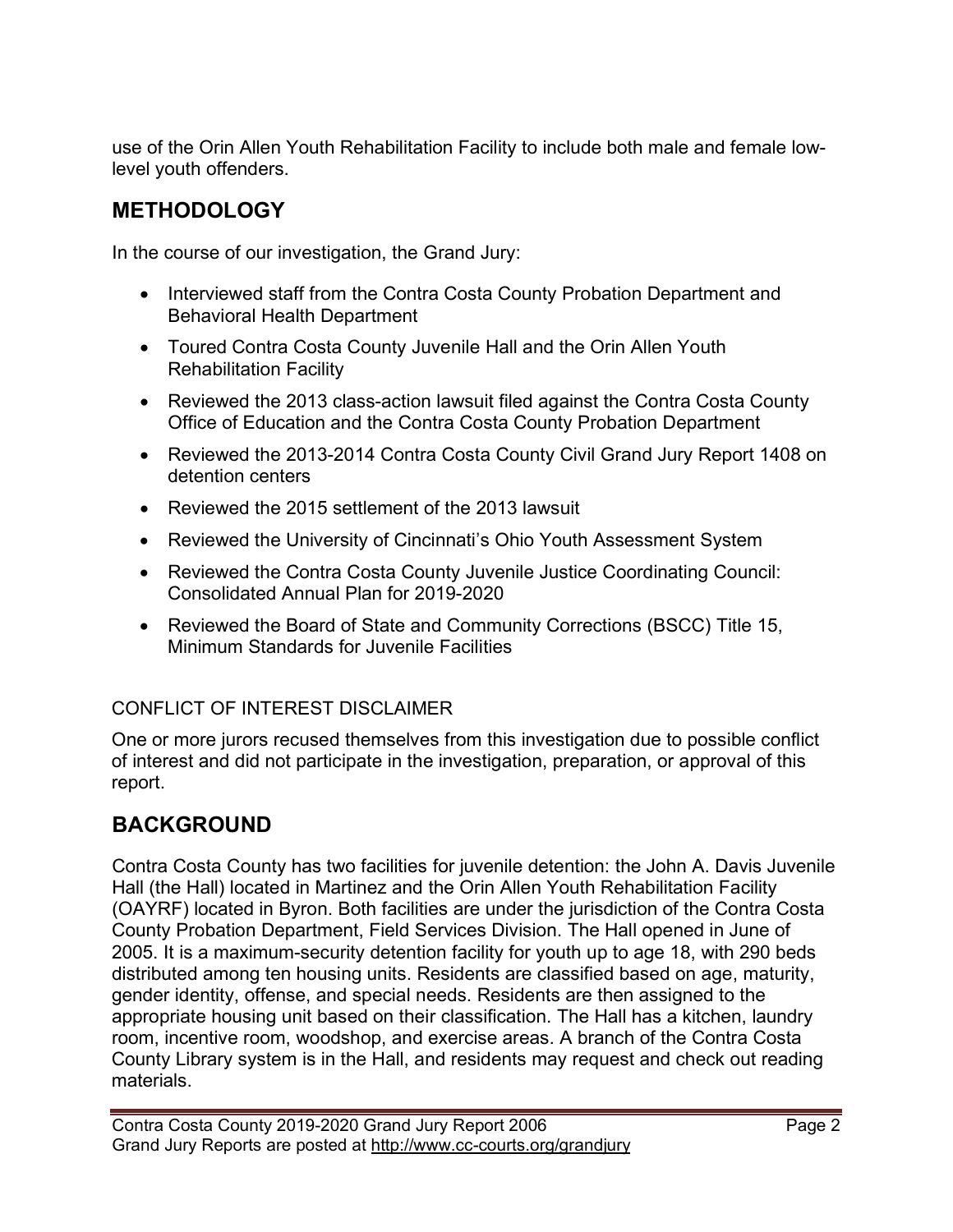use of the Orin Allen Youth Rehabilitation Facility to include both male and female low-level youth offenders.

## METHODOLOGY

In the course of our investigation, the Grand Jury:

- Interviewed staff from the Contra Costa County Probation Department and Behavioral Health Department
- Toured Contra Costa County Juvenile Hall and the Orin Allen Youth Rehabilitation Facility
- Reviewed the 2013 class-action lawsuit filed against the Contra Costa County Office of Education and the Contra Costa County Probation Department
- Reviewed the 2013-2014 Contra Costa County Civil Grand Jury Report 1408 on detention centers
- Reviewed the 2015 settlement of the 2013 lawsuit
- Reviewed the University of Cincinnati's Ohio Youth Assessment System
- Reviewed the Contra Costa County Juvenile Justice Coordinating Council: Consolidated Annual Plan for 2019-2020
- Reviewed the Board of State and Community Corrections (BSCC) Title 15, Minimum Standards for Juvenile Facilities

CONFLICT OF INTEREST DISCLAIMER

One or more jurors recused themselves from this investigation due to possible conflict of interest and did not participate in the investigation, preparation, or approval of this report.

## BACKGROUND

Contra Costa County has two facilities for juvenile detention: the John A. Davis Juvenile Hall (the Hall) located in Martinez and the Orin Allen Youth Rehabilitation Facility (OAYRF) located in Byron. Both facilities are under the jurisdiction of the Contra Costa County Probation Department, Field Services Division. The Hall opened in June of 2005. It is a maximum-security detention facility for youth up to age 18, with 290 beds distributed among ten housing units. Residents are classified based on age, maturity, gender identity, offense, and special needs. Residents are then assigned to the appropriate housing unit based on their classification. The Hall has a kitchen, laundry room, incentive room, woodshop, and exercise areas. A branch of the Contra Costa County Library system is in the Hall, and residents may request and check out reading materials.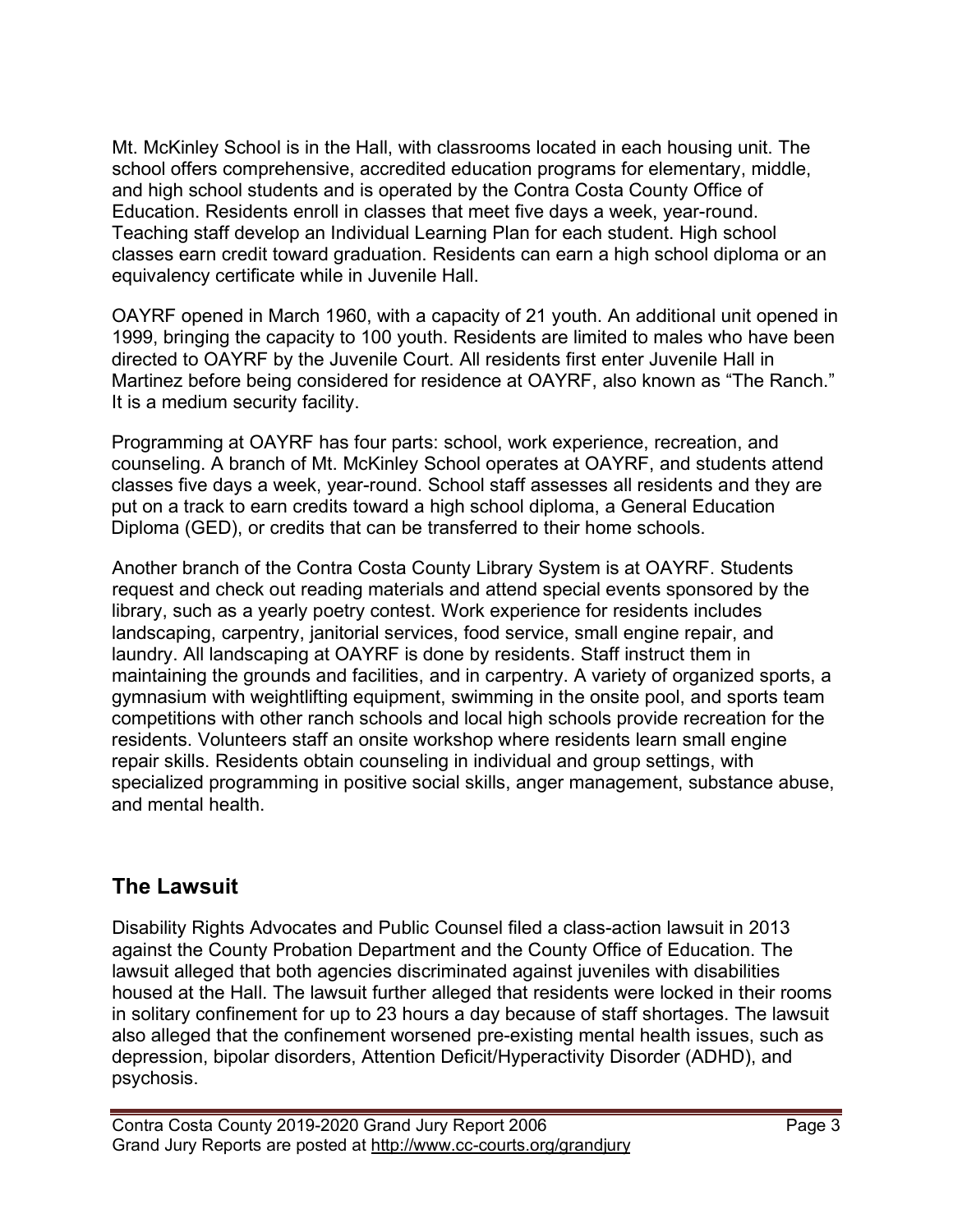Mt. McKinley School is in the Hall, with classrooms located in each housing unit. The school offers comprehensive, accredited education programs for elementary, middle, and high school students and is operated by the Contra Costa County Office of Education. Residents enroll in classes that meet five days a week, year-round. Teaching staff develop an Individual Learning Plan for each student. High school classes earn credit toward graduation. Residents can earn a high school diploma or an equivalency certificate while in Juvenile Hall.

OAYRF opened in March 1960, with a capacity of 21 youth. An additional unit opened in 1999, bringing the capacity to 100 youth. Residents are limited to males who have been directed to OAYRF by the Juvenile Court. All residents first enter Juvenile Hall in Martinez before being considered for residence at OAYRF, also known as "The Ranch." It is a medium security facility.

Programming at OAYRF has four parts: school, work experience, recreation, and counseling. A branch of Mt. McKinley School operates at OAYRF, and students attend classes five days a week, year-round. School staff assesses all residents and they are put on a track to earn credits toward a high school diploma, a General Education Diploma (GED), or credits that can be transferred to their home schools.

Another branch of the Contra Costa County Library System is at OAYRF. Students request and check out reading materials and attend special events sponsored by the library, such as a yearly poetry contest. Work experience for residents includes landscaping, carpentry, janitorial services, food service, small engine repair, and laundry. All landscaping at OAYRF is done by residents. Staff instruct them in maintaining the grounds and facilities, and in carpentry. A variety of organized sports, a gymnasium with weightlifting equipment, swimming in the onsite pool, and sports team competitions with other ranch schools and local high schools provide recreation for the residents. Volunteers staff an onsite workshop where residents learn small engine repair skills. Residents obtain counseling in individual and group settings, with specialized programming in positive social skills, anger management, substance abuse, and mental health.

## The Lawsuit

Disability Rights Advocates and Public Counsel filed a class-action lawsuit in 2013 against the County Probation Department and the County Office of Education. The lawsuit alleged that both agencies discriminated against juveniles with disabilities housed at the Hall. The lawsuit further alleged that residents were locked in their rooms in solitary confinement for up to 23 hours a day because of staff shortages. The lawsuit also alleged that the confinement worsened pre-existing mental health issues, such as depression, bipolar disorders, Attention Deficit/Hyperactivity Disorder (ADHD), and psychosis.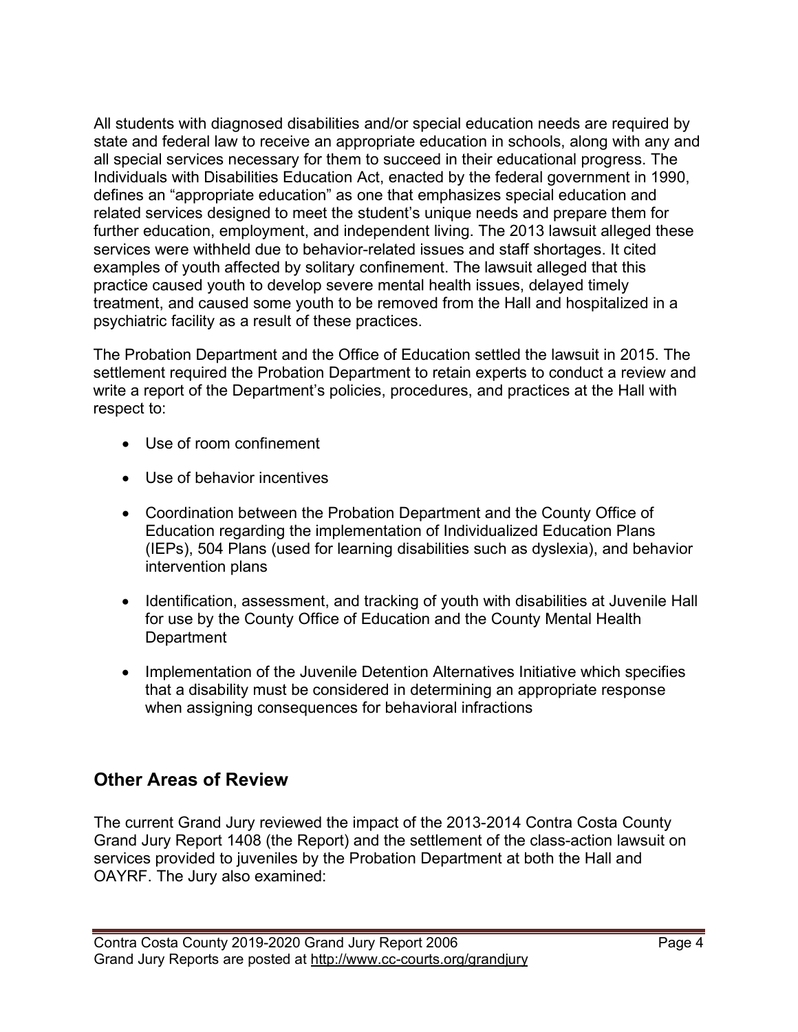All students with diagnosed disabilities and/or special education needs are required by state and federal law to receive an appropriate education in schools, along with any and all special services necessary for them to succeed in their educational progress. The Individuals with Disabilities Education Act, enacted by the federal government in 1990, defines an "appropriate education" as one that emphasizes special education and related services designed to meet the student's unique needs and prepare them for further education, employment, and independent living. The 2013 lawsuit alleged these services were withheld due to behavior-related issues and staff shortages. It cited examples of youth affected by solitary confinement. The lawsuit alleged that this practice caused youth to develop severe mental health issues, delayed timely treatment, and caused some youth to be removed from the Hall and hospitalized in a psychiatric facility as a result of these practices.

The Probation Department and the Office of Education settled the lawsuit in 2015. The settlement required the Probation Department to retain experts to conduct a review and write a report of the Department's policies, procedures, and practices at the Hall with respect to:

- Use of room confinement
- Use of behavior incentives
- Coordination between the Probation Department and the County Office of Education regarding the implementation of Individualized Education Plans (IEPs), 504 Plans (used for learning disabilities such as dyslexia), and behavior intervention plans
- Identification, assessment, and tracking of youth with disabilities at Juvenile Hall for use by the County Office of Education and the County Mental Health Department
- Implementation of the Juvenile Detention Alternatives Initiative which specifies that a disability must be considered in determining an appropriate response when assigning consequences for behavioral infractions

## Other Areas of Review

The current Grand Jury reviewed the impact of the 2013-2014 Contra Costa County Grand Jury Report 1408 (the Report) and the settlement of the class-action lawsuit on services provided to juveniles by the Probation Department at both the Hall and OAYRF. The Jury also examined: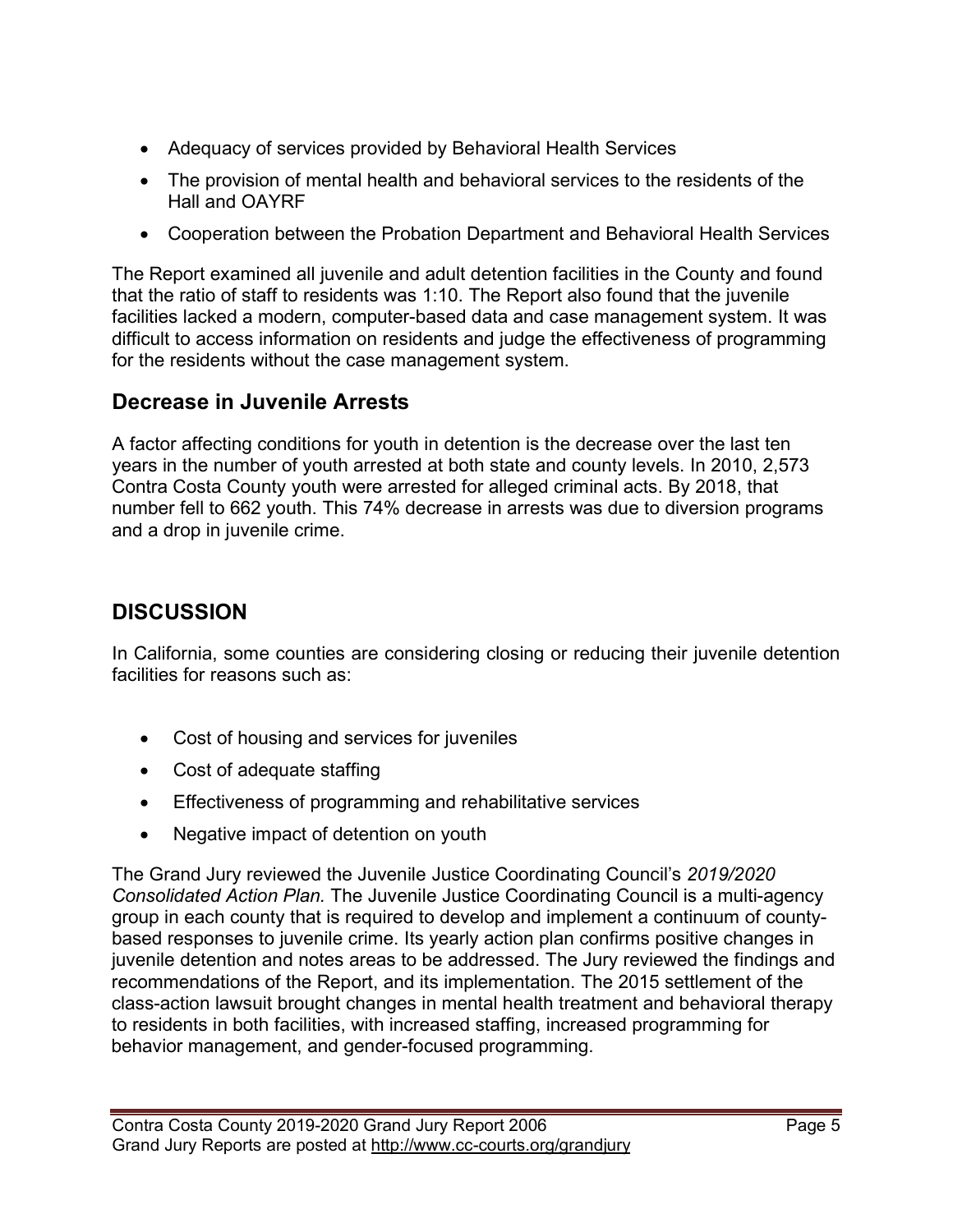- Adequacy of services provided by Behavioral Health Services
- The provision of mental health and behavioral services to the residents of the Hall and OAYRF
- Cooperation between the Probation Department and Behavioral Health Services

The Report examined all juvenile and adult detention facilities in the County and found that the ratio of staff to residents was 1:10. The Report also found that the juvenile facilities lacked a modern, computer-based data and case management system. It was difficult to access information on residents and judge the effectiveness of programming for the residents without the case management system.

## Decrease in Juvenile Arrests

A factor affecting conditions for youth in detention is the decrease over the last ten years in the number of youth arrested at both state and county levels. In 2010, 2,573 Contra Costa County youth were arrested for alleged criminal acts. By 2018, that number fell to 662 youth. This 74% decrease in arrests was due to diversion programs and a drop in juvenile crime.

# DISCUSSION

In California, some counties are considering closing or reducing their juvenile detention facilities for reasons such as:

- Cost of housing and services for juveniles
- Cost of adequate staffing
- Effectiveness of programming and rehabilitative services
- Negative impact of detention on youth

The Grand Jury reviewed the Juvenile Justice Coordinating Council's *2019/2020 Consolidated Action Plan.* The Juvenile Justice Coordinating Council is a multi-agency group in each county that is required to develop and implement a continuum of county-based responses to juvenile crime. Its yearly action plan confirms positive changes in juvenile detention and notes areas to be addressed. The Jury reviewed the findings and recommendations of the Report, and its implementation. The 2015 settlement of the class-action lawsuit brought changes in mental health treatment and behavioral therapy to residents in both facilities, with increased staffing, increased programming for behavior management, and gender-focused programming.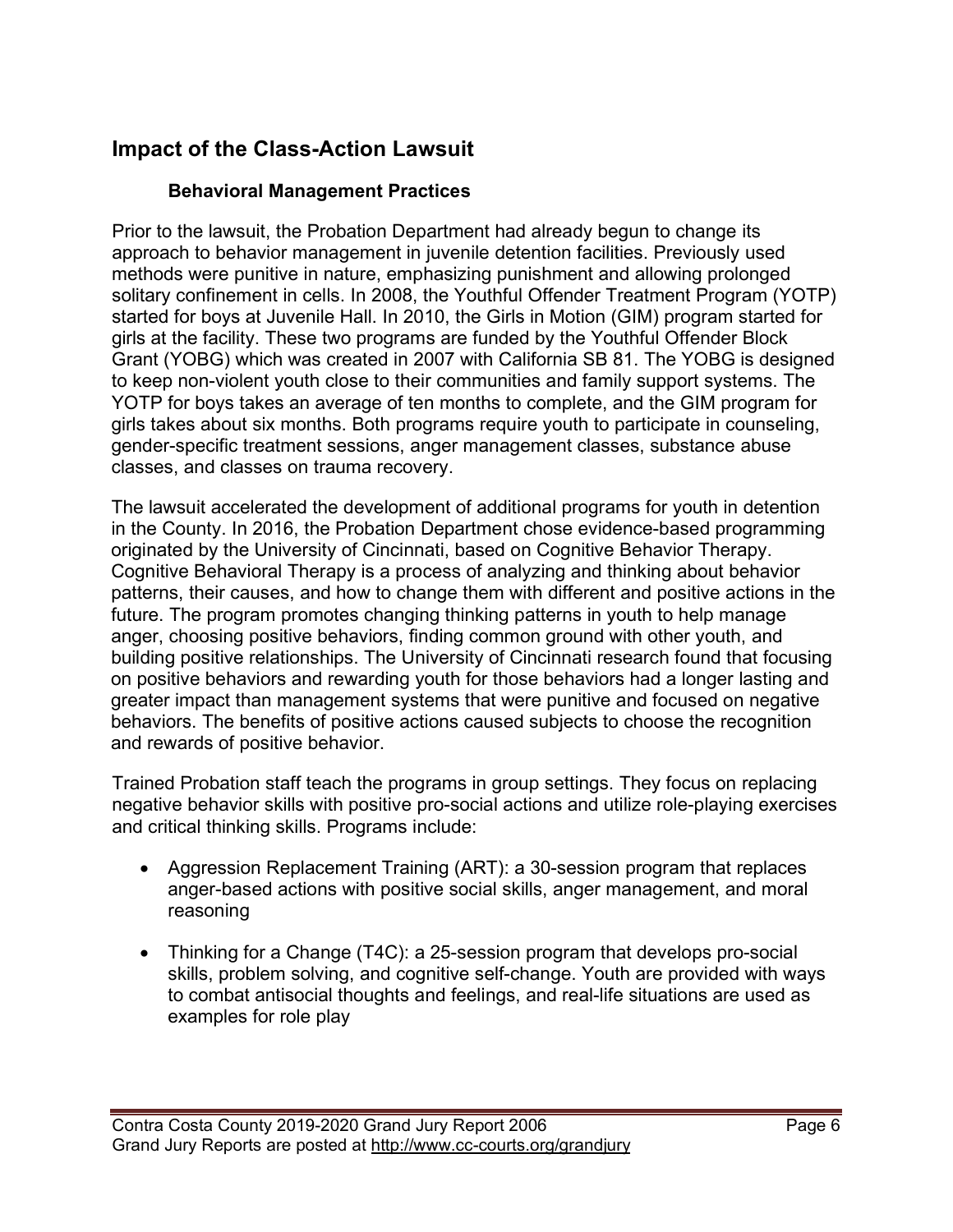## Impact of the Class-Action Lawsuit

### Behavioral Management Practices

Prior to the lawsuit, the Probation Department had already begun to change its approach to behavior management in juvenile detention facilities. Previously used methods were punitive in nature, emphasizing punishment and allowing prolonged solitary confinement in cells. In 2008, the Youthful Offender Treatment Program (YOTP) started for boys at Juvenile Hall. In 2010, the Girls in Motion (GIM) program started for girls at the facility. These two programs are funded by the Youthful Offender Block Grant (YOBG) which was created in 2007 with California SB 81. The YOBG is designed to keep non-violent youth close to their communities and family support systems. The YOTP for boys takes an average of ten months to complete, and the GIM program for girls takes about six months. Both programs require youth to participate in counseling, gender-specific treatment sessions, anger management classes, substance abuse classes, and classes on trauma recovery.

The lawsuit accelerated the development of additional programs for youth in detention in the County. In 2016, the Probation Department chose evidence-based programming originated by the University of Cincinnati, based on Cognitive Behavior Therapy. Cognitive Behavioral Therapy is a process of analyzing and thinking about behavior patterns, their causes, and how to change them with different and positive actions in the future. The program promotes changing thinking patterns in youth to help manage anger, choosing positive behaviors, finding common ground with other youth, and building positive relationships. The University of Cincinnati research found that focusing on positive behaviors and rewarding youth for those behaviors had a longer lasting and greater impact than management systems that were punitive and focused on negative behaviors. The benefits of positive actions caused subjects to choose the recognition and rewards of positive behavior.

Trained Probation staff teach the programs in group settings. They focus on replacing negative behavior skills with positive pro-social actions and utilize role-playing exercises and critical thinking skills. Programs include:

- Aggression Replacement Training (ART): a 30-session program that replaces anger-based actions with positive social skills, anger management, and moral reasoning
- Thinking for a Change (T4C): a 25-session program that develops pro-social skills, problem solving, and cognitive self-change. Youth are provided with ways to combat antisocial thoughts and feelings, and real-life situations are used as examples for role play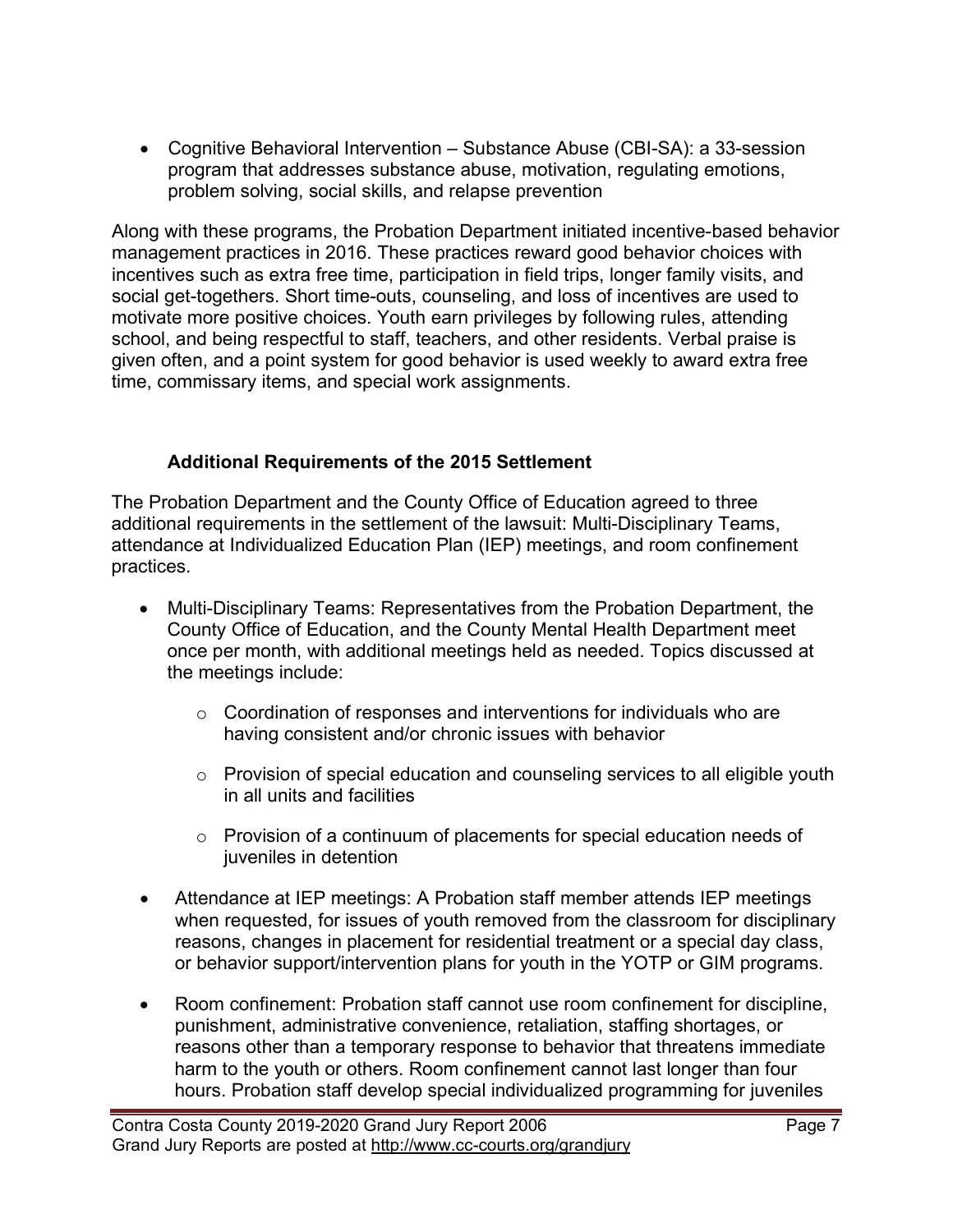- Cognitive Behavioral Intervention – Substance Abuse (CBI-SA): a 33-session program that addresses substance abuse, motivation, regulating emotions, problem solving, social skills, and relapse prevention

Along with these programs, the Probation Department initiated incentive-based behavior management practices in 2016. These practices reward good behavior choices with incentives such as extra free time, participation in field trips, longer family visits, and social get-togethers. Short time-outs, counseling, and loss of incentives are used to motivate more positive choices. Youth earn privileges by following rules, attending school, and being respectful to staff, teachers, and other residents. Verbal praise is given often, and a point system for good behavior is used weekly to award extra free time, commissary items, and special work assignments.

### Additional Requirements of the 2015 Settlement

The Probation Department and the County Office of Education agreed to three additional requirements in the settlement of the lawsuit: Multi-Disciplinary Teams, attendance at Individualized Education Plan (IEP) meetings, and room confinement practices.

- Multi-Disciplinary Teams: Representatives from the Probation Department, the County Office of Education, and the County Mental Health Department meet once per month, with additional meetings held as needed. Topics discussed at the meetings include:
    - Coordination of responses and interventions for individuals who are having consistent and/or chronic issues with behavior
    - Provision of special education and counseling services to all eligible youth in all units and facilities
    - Provision of a continuum of placements for special education needs of juveniles in detention
- Attendance at IEP meetings: A Probation staff member attends IEP meetings when requested, for issues of youth removed from the classroom for disciplinary reasons, changes in placement for residential treatment or a special day class, or behavior support/intervention plans for youth in the YOTP or GIM programs.
- Room confinement: Probation staff cannot use room confinement for discipline, punishment, administrative convenience, retaliation, staffing shortages, or reasons other than a temporary response to behavior that threatens immediate harm to the youth or others. Room confinement cannot last longer than four hours. Probation staff develop special individualized programming for juveniles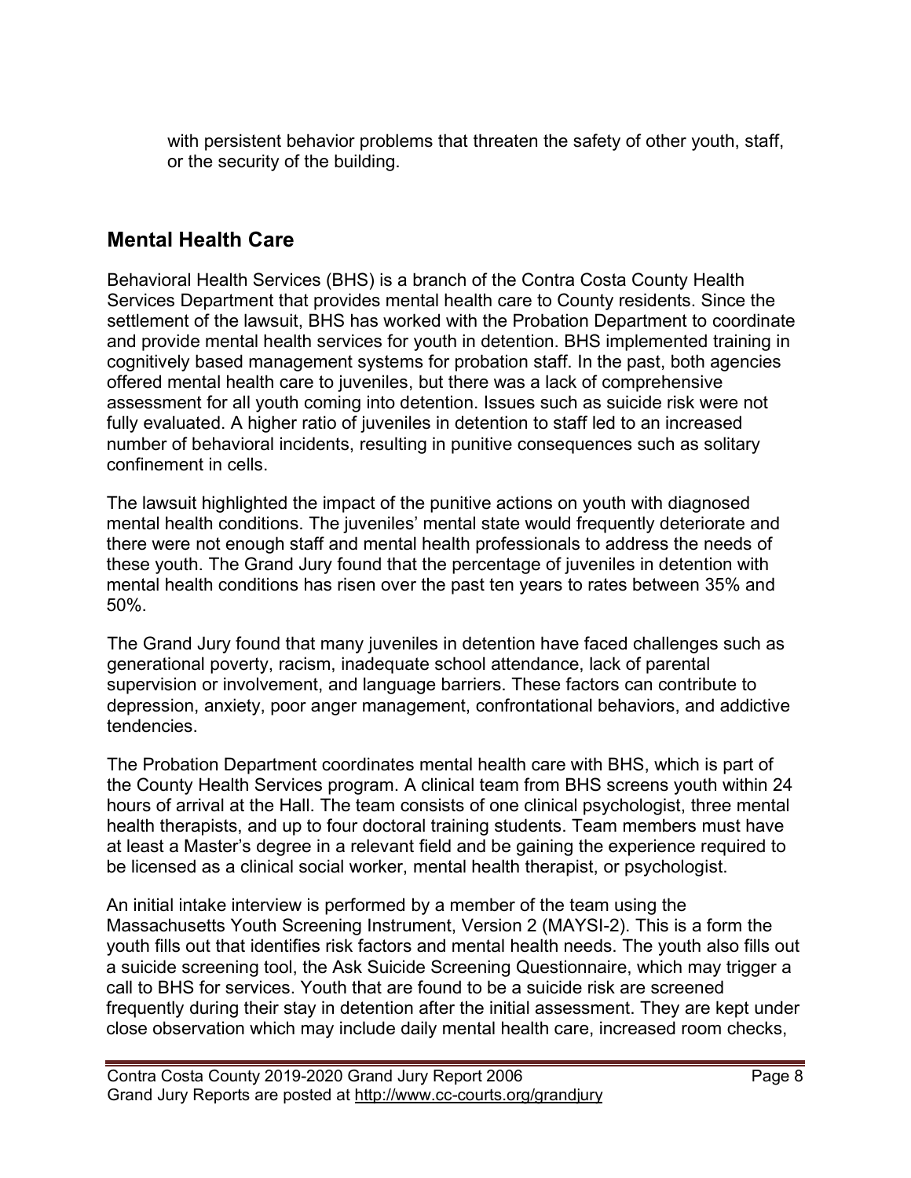with persistent behavior problems that threaten the safety of other youth, staff, or the security of the building.

## Mental Health Care

Behavioral Health Services (BHS) is a branch of the Contra Costa County Health Services Department that provides mental health care to County residents. Since the settlement of the lawsuit, BHS has worked with the Probation Department to coordinate and provide mental health services for youth in detention. BHS implemented training in cognitively based management systems for probation staff. In the past, both agencies offered mental health care to juveniles, but there was a lack of comprehensive assessment for all youth coming into detention. Issues such as suicide risk were not fully evaluated. A higher ratio of juveniles in detention to staff led to an increased number of behavioral incidents, resulting in punitive consequences such as solitary confinement in cells.

The lawsuit highlighted the impact of the punitive actions on youth with diagnosed mental health conditions. The juveniles' mental state would frequently deteriorate and there were not enough staff and mental health professionals to address the needs of these youth. The Grand Jury found that the percentage of juveniles in detention with mental health conditions has risen over the past ten years to rates between 35% and 50%.

The Grand Jury found that many juveniles in detention have faced challenges such as generational poverty, racism, inadequate school attendance, lack of parental supervision or involvement, and language barriers. These factors can contribute to depression, anxiety, poor anger management, confrontational behaviors, and addictive tendencies.

The Probation Department coordinates mental health care with BHS, which is part of the County Health Services program. A clinical team from BHS screens youth within 24 hours of arrival at the Hall. The team consists of one clinical psychologist, three mental health therapists, and up to four doctoral training students. Team members must have at least a Master's degree in a relevant field and be gaining the experience required to be licensed as a clinical social worker, mental health therapist, or psychologist.

An initial intake interview is performed by a member of the team using the Massachusetts Youth Screening Instrument, Version 2 (MAYSI-2). This is a form the youth fills out that identifies risk factors and mental health needs. The youth also fills out a suicide screening tool, the Ask Suicide Screening Questionnaire, which may trigger a call to BHS for services. Youth that are found to be a suicide risk are screened frequently during their stay in detention after the initial assessment. They are kept under close observation which may include daily mental health care, increased room checks,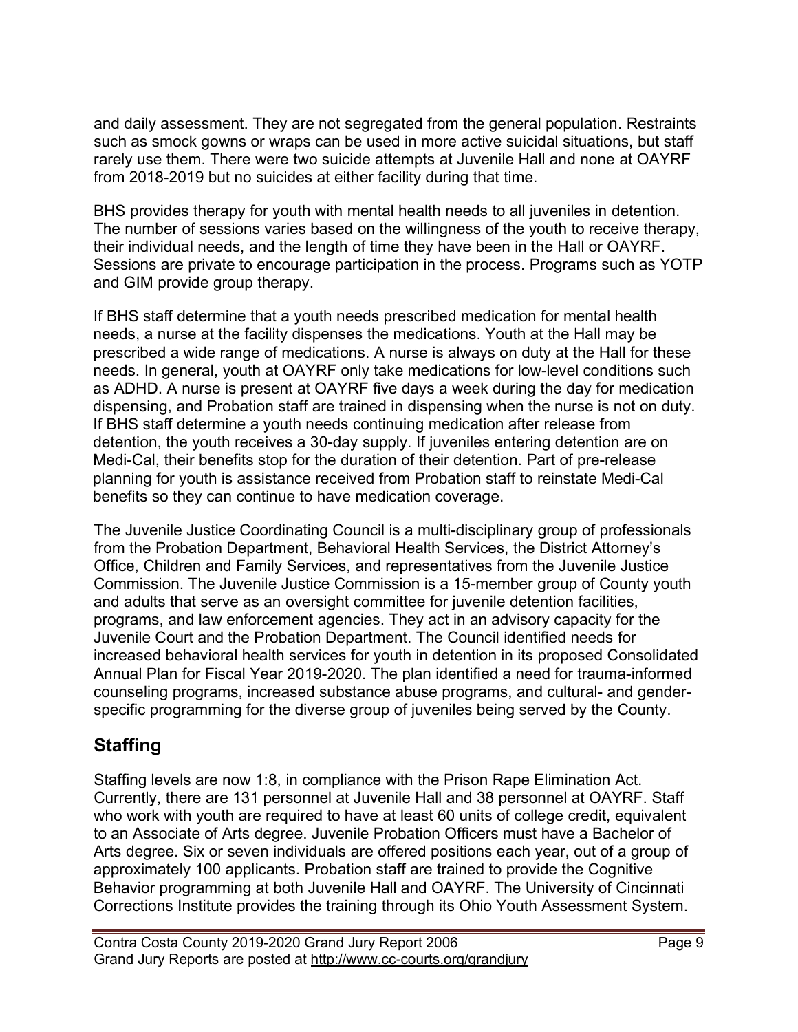and daily assessment. They are not segregated from the general population. Restraints such as smock gowns or wraps can be used in more active suicidal situations, but staff rarely use them. There were two suicide attempts at Juvenile Hall and none at OAYRF from 2018-2019 but no suicides at either facility during that time.

BHS provides therapy for youth with mental health needs to all juveniles in detention. The number of sessions varies based on the willingness of the youth to receive therapy, their individual needs, and the length of time they have been in the Hall or OAYRF. Sessions are private to encourage participation in the process. Programs such as YOTP and GIM provide group therapy.

If BHS staff determine that a youth needs prescribed medication for mental health needs, a nurse at the facility dispenses the medications. Youth at the Hall may be prescribed a wide range of medications. A nurse is always on duty at the Hall for these needs. In general, youth at OAYRF only take medications for low-level conditions such as ADHD. A nurse is present at OAYRF five days a week during the day for medication dispensing, and Probation staff are trained in dispensing when the nurse is not on duty. If BHS staff determine a youth needs continuing medication after release from detention, the youth receives a 30-day supply. If juveniles entering detention are on Medi-Cal, their benefits stop for the duration of their detention. Part of pre-release planning for youth is assistance received from Probation staff to reinstate Medi-Cal benefits so they can continue to have medication coverage.

The Juvenile Justice Coordinating Council is a multi-disciplinary group of professionals from the Probation Department, Behavioral Health Services, the District Attorney's Office, Children and Family Services, and representatives from the Juvenile Justice Commission. The Juvenile Justice Commission is a 15-member group of County youth and adults that serve as an oversight committee for juvenile detention facilities, programs, and law enforcement agencies. They act in an advisory capacity for the Juvenile Court and the Probation Department. The Council identified needs for increased behavioral health services for youth in detention in its proposed Consolidated Annual Plan for Fiscal Year 2019-2020. The plan identified a need for trauma-informed counseling programs, increased substance abuse programs, and cultural- and gender-specific programming for the diverse group of juveniles being served by the County.

## Staffing

Staffing levels are now 1:8, in compliance with the Prison Rape Elimination Act. Currently, there are 131 personnel at Juvenile Hall and 38 personnel at OAYRF. Staff who work with youth are required to have at least 60 units of college credit, equivalent to an Associate of Arts degree. Juvenile Probation Officers must have a Bachelor of Arts degree. Six or seven individuals are offered positions each year, out of a group of approximately 100 applicants. Probation staff are trained to provide the Cognitive Behavior programming at both Juvenile Hall and OAYRF. The University of Cincinnati Corrections Institute provides the training through its Ohio Youth Assessment System.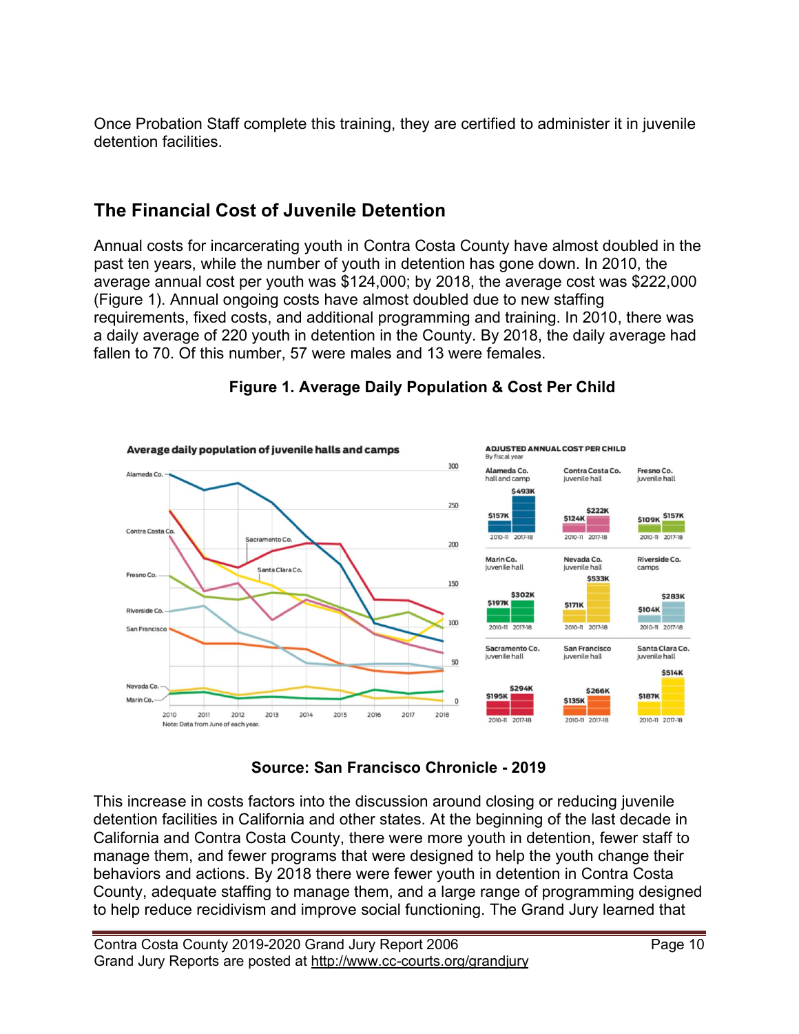Once Probation Staff complete this training, they are certified to administer it in juvenile detention facilities.

## The Financial Cost of Juvenile Detention

Annual costs for incarcerating youth in Contra Costa County have almost doubled in the past ten years, while the number of youth in detention has gone down. In 2010, the average annual cost per youth was $124,000; by 2018, the average cost was $222,000 (Figure 1). Annual ongoing costs have almost doubled due to new staffing requirements, fixed costs, and additional programming and training. In 2010, there was a daily average of 220 youth in detention in the County. By 2018, the daily average had fallen to 70. Of this number, 57 were males and 13 were females.

**Figure 1. Average Daily Population & Cost Per Child**

**Source: San Francisco Chronicle - 2019**

This increase in costs factors into the discussion around closing or reducing juvenile detention facilities in California and other states. At the beginning of the last decade in California and Contra Costa County, there were more youth in detention, fewer staff to manage them, and fewer programs that were designed to help the youth change their behaviors and actions. By 2018 there were fewer youth in detention in Contra Costa County, adequate staffing to manage them, and a large range of programming designed to help reduce recidivism and improve social functioning. The Grand Jury learned that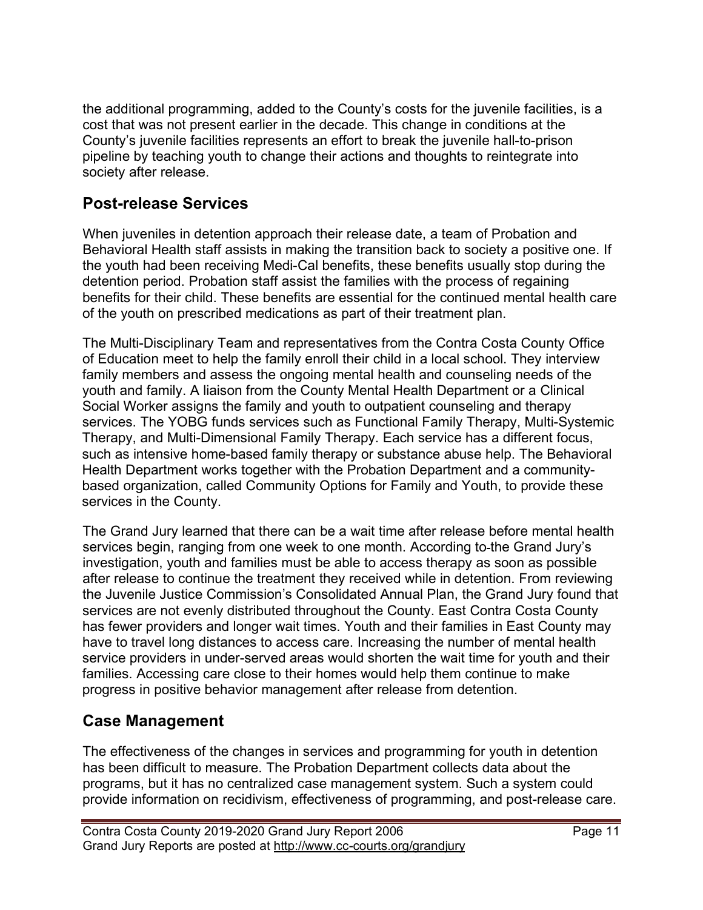the additional programming, added to the County's costs for the juvenile facilities, is a cost that was not present earlier in the decade. This change in conditions at the County's juvenile facilities represents an effort to break the juvenile hall-to-prison pipeline by teaching youth to change their actions and thoughts to reintegrate into society after release.

## Post-release Services

When juveniles in detention approach their release date, a team of Probation and Behavioral Health staff assists in making the transition back to society a positive one. If the youth had been receiving Medi-Cal benefits, these benefits usually stop during the detention period. Probation staff assist the families with the process of regaining benefits for their child. These benefits are essential for the continued mental health care of the youth on prescribed medications as part of their treatment plan.

The Multi-Disciplinary Team and representatives from the Contra Costa County Office of Education meet to help the family enroll their child in a local school. They interview family members and assess the ongoing mental health and counseling needs of the youth and family. A liaison from the County Mental Health Department or a Clinical Social Worker assigns the family and youth to outpatient counseling and therapy services. The YOBG funds services such as Functional Family Therapy, Multi-Systemic Therapy, and Multi-Dimensional Family Therapy. Each service has a different focus, such as intensive home-based family therapy or substance abuse help. The Behavioral Health Department works together with the Probation Department and a community-based organization, called Community Options for Family and Youth, to provide these services in the County.

The Grand Jury learned that there can be a wait time after release before mental health services begin, ranging from one week to one month. According to the Grand Jury's investigation, youth and families must be able to access therapy as soon as possible after release to continue the treatment they received while in detention. From reviewing the Juvenile Justice Commission's Consolidated Annual Plan, the Grand Jury found that services are not evenly distributed throughout the County. East Contra Costa County has fewer providers and longer wait times. Youth and their families in East County may have to travel long distances to access care. Increasing the number of mental health service providers in under-served areas would shorten the wait time for youth and their families. Accessing care close to their homes would help them continue to make progress in positive behavior management after release from detention.

## Case Management

The effectiveness of the changes in services and programming for youth in detention has been difficult to measure. The Probation Department collects data about the programs, but it has no centralized case management system. Such a system could provide information on recidivism, effectiveness of programming, and post-release care.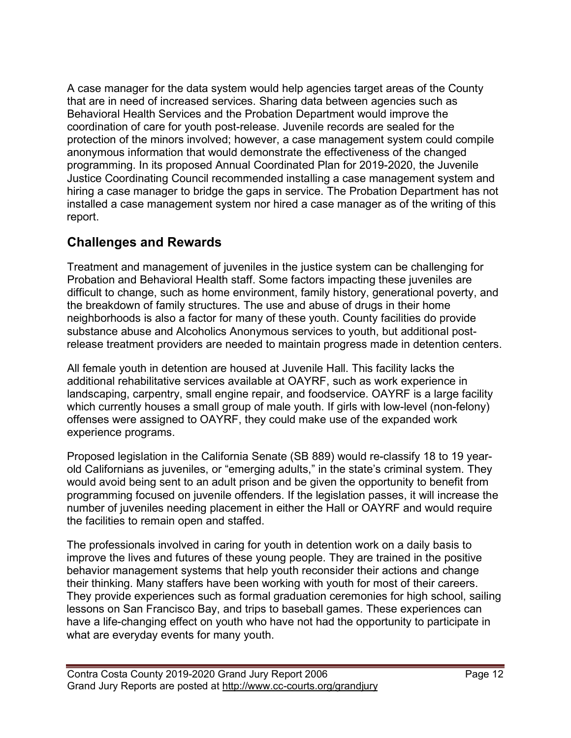A case manager for the data system would help agencies target areas of the County that are in need of increased services. Sharing data between agencies such as Behavioral Health Services and the Probation Department would improve the coordination of care for youth post-release. Juvenile records are sealed for the protection of the minors involved; however, a case management system could compile anonymous information that would demonstrate the effectiveness of the changed programming. In its proposed Annual Coordinated Plan for 2019-2020, the Juvenile Justice Coordinating Council recommended installing a case management system and hiring a case manager to bridge the gaps in service. The Probation Department has not installed a case management system nor hired a case manager as of the writing of this report.

## Challenges and Rewards

Treatment and management of juveniles in the justice system can be challenging for Probation and Behavioral Health staff. Some factors impacting these juveniles are difficult to change, such as home environment, family history, generational poverty, and the breakdown of family structures. The use and abuse of drugs in their home neighborhoods is also a factor for many of these youth. County facilities do provide substance abuse and Alcoholics Anonymous services to youth, but additional post-release treatment providers are needed to maintain progress made in detention centers.

All female youth in detention are housed at Juvenile Hall. This facility lacks the additional rehabilitative services available at OAYRF, such as work experience in landscaping, carpentry, small engine repair, and foodservice. OAYRF is a large facility which currently houses a small group of male youth. If girls with low-level (non-felony) offenses were assigned to OAYRF, they could make use of the expanded work experience programs.

Proposed legislation in the California Senate (SB 889) would re-classify 18 to 19 year-old Californians as juveniles, or "emerging adults," in the state's criminal system. They would avoid being sent to an adult prison and be given the opportunity to benefit from programming focused on juvenile offenders. If the legislation passes, it will increase the number of juveniles needing placement in either the Hall or OAYRF and would require the facilities to remain open and staffed.

The professionals involved in caring for youth in detention work on a daily basis to improve the lives and futures of these young people. They are trained in the positive behavior management systems that help youth reconsider their actions and change their thinking. Many staffers have been working with youth for most of their careers. They provide experiences such as formal graduation ceremonies for high school, sailing lessons on San Francisco Bay, and trips to baseball games. These experiences can have a life-changing effect on youth who have not had the opportunity to participate in what are everyday events for many youth.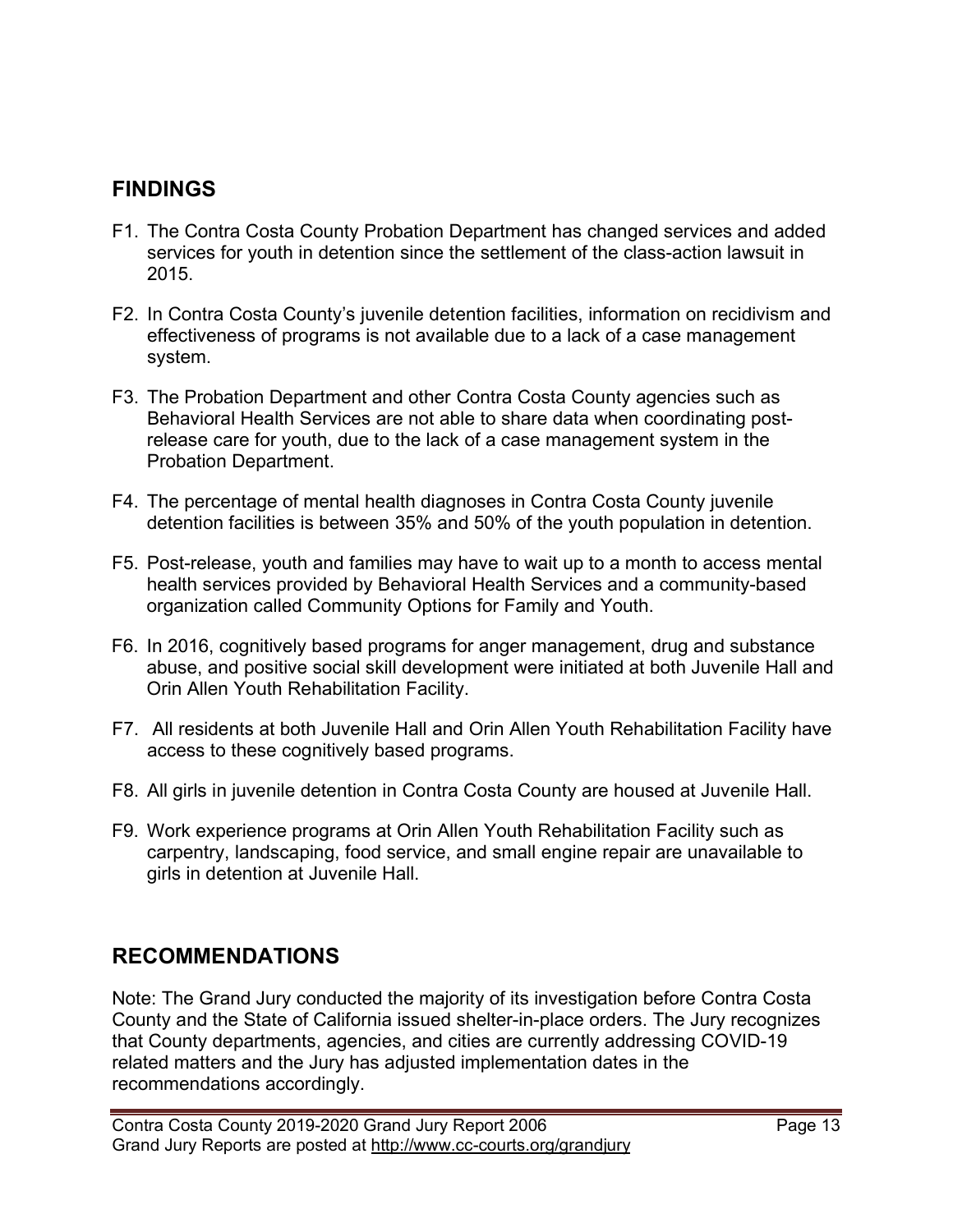## FINDINGS

F1. The Contra Costa County Probation Department has changed services and added services for youth in detention since the settlement of the class-action lawsuit in 2015.

F2. In Contra Costa County's juvenile detention facilities, information on recidivism and effectiveness of programs is not available due to a lack of a case management system.

F3. The Probation Department and other Contra Costa County agencies such as Behavioral Health Services are not able to share data when coordinating post-release care for youth, due to the lack of a case management system in the Probation Department.

F4. The percentage of mental health diagnoses in Contra Costa County juvenile detention facilities is between 35% and 50% of the youth population in detention.

F5. Post-release, youth and families may have to wait up to a month to access mental health services provided by Behavioral Health Services and a community-based organization called Community Options for Family and Youth.

F6. In 2016, cognitively based programs for anger management, drug and substance abuse, and positive social skill development were initiated at both Juvenile Hall and Orin Allen Youth Rehabilitation Facility.

F7. All residents at both Juvenile Hall and Orin Allen Youth Rehabilitation Facility have access to these cognitively based programs.

F8. All girls in juvenile detention in Contra Costa County are housed at Juvenile Hall.

F9. Work experience programs at Orin Allen Youth Rehabilitation Facility such as carpentry, landscaping, food service, and small engine repair are unavailable to girls in detention at Juvenile Hall.

## RECOMMENDATIONS

Note: The Grand Jury conducted the majority of its investigation before Contra Costa County and the State of California issued shelter-in-place orders. The Jury recognizes that County departments, agencies, and cities are currently addressing COVID-19 related matters and the Jury has adjusted implementation dates in the recommendations accordingly.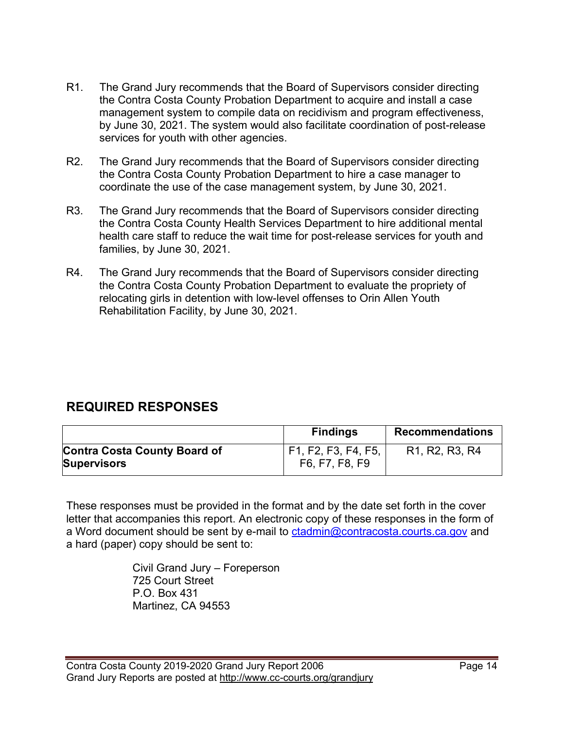R1. The Grand Jury recommends that the Board of Supervisors consider directing the Contra Costa County Probation Department to acquire and install a case management system to compile data on recidivism and program effectiveness, by June 30, 2021. The system would also facilitate coordination of post-release services for youth with other agencies.

R2. The Grand Jury recommends that the Board of Supervisors consider directing the Contra Costa County Probation Department to hire a case manager to coordinate the use of the case management system, by June 30, 2021.

R3. The Grand Jury recommends that the Board of Supervisors consider directing the Contra Costa County Health Services Department to hire additional mental health care staff to reduce the wait time for post-release services for youth and families, by June 30, 2021.

R4. The Grand Jury recommends that the Board of Supervisors consider directing the Contra Costa County Probation Department to evaluate the propriety of relocating girls in detention with low-level offenses to Orin Allen Youth Rehabilitation Facility, by June 30, 2021.

## REQUIRED RESPONSES

| | Findings | Recommendations |
|---|---|---|
| **Contra Costa County Board of Supervisors** | F1, F2, F3, F4, F5, F6, F7, F8, F9 | R1, R2, R3, R4 |

These responses must be provided in the format and by the date set forth in the cover letter that accompanies this report. An electronic copy of these responses in the form of a Word document should be sent by e-mail to ctadmin@contracosta.courts.ca.gov and a hard (paper) copy should be sent to:

Civil Grand Jury – Foreperson  
725 Court Street  
P.O. Box 431  
Martinez, CA 94553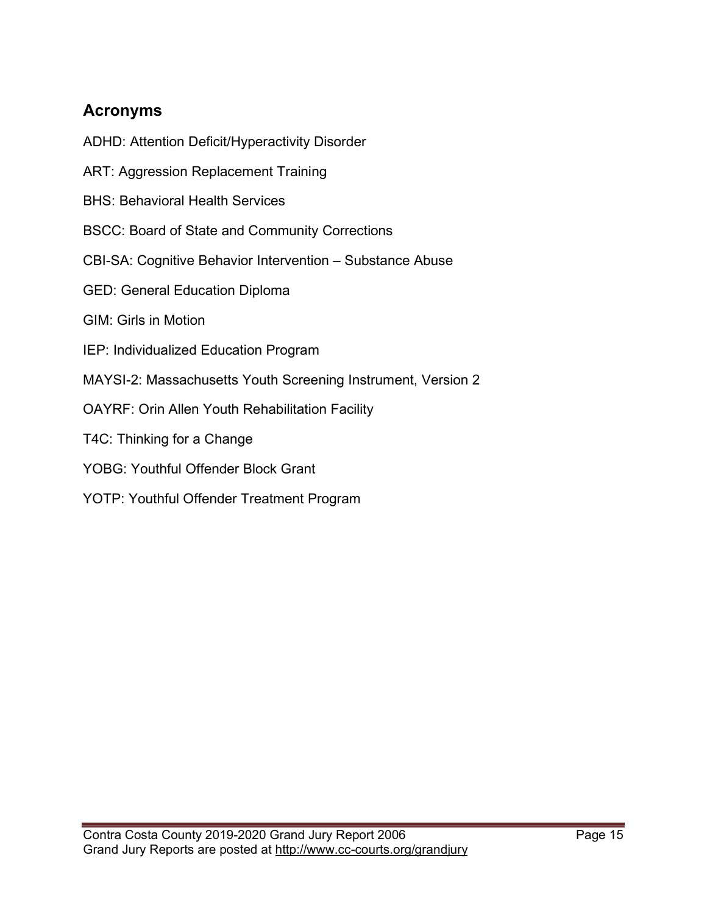## Acronyms

ADHD: Attention Deficit/Hyperactivity Disorder

ART: Aggression Replacement Training

BHS: Behavioral Health Services

BSCC: Board of State and Community Corrections

CBI-SA: Cognitive Behavior Intervention – Substance Abuse

GED: General Education Diploma

GIM: Girls in Motion

IEP: Individualized Education Program

MAYSI-2: Massachusetts Youth Screening Instrument, Version 2

OAYRF: Orin Allen Youth Rehabilitation Facility

T4C: Thinking for a Change

YOBG: Youthful Offender Block Grant

YOTP: Youthful Offender Treatment Program